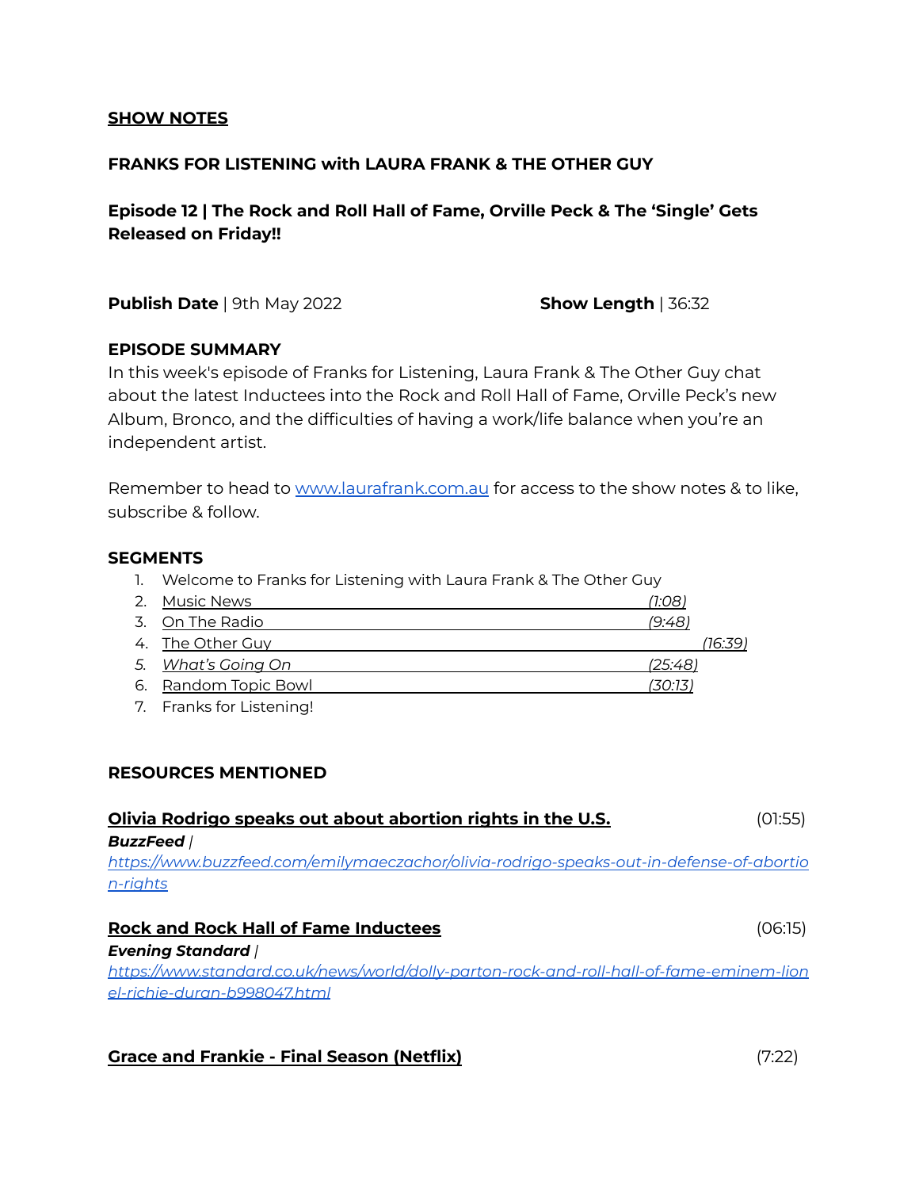## **SHOW NOTES**

### FRANKS FOR LISTENING with LAURA FRANK & THE OTHER GUY

### Episode 12 | The Rock and Roll Hall of Fame, Orville Peck & The 'Single' Gets Released on Friday!!

**Publish Date** | 9th May 2022 **Show Length** | 36:32

**EPISODE SUMMARY**

In this week's episode of Franks for Listening, Laura Frank & The Other Guy chat about the latest Inductees into the Rock and Roll Hall of Fame, Orville Peck's new Album, Bronco, and the difficulties of having a work/life balance when you're an independent artist.

Remember to head to www.laurafrank.com.au for access to the show notes & to like, subscribe & follow.

**SEGMENTS**

1. Welcome to Franks for Listening with Laura Frank & The Other Guy
2. Music News *(1:08)*
3. On The Radio *(9:48)*
4. The Other Guy *(16:39)*
5. *What's Going On* *(25:48)*
6. Random Topic Bowl *(30:13)*
7. Franks for Listening!

**RESOURCES MENTIONED**

**Olivia Rodrigo speaks out about abortion rights in the U.S.** (01:55)
***BuzzFeed** |*
*https://www.buzzfeed.com/emilymaeczachor/olivia-rodrigo-speaks-out-in-defense-of-abortion-rights*

**Rock and Rock Hall of Fame Inductees** (06:15)
***Evening Standard** |*
*https://www.standard.co.uk/news/world/dolly-parton-rock-and-roll-hall-of-fame-eminem-lionel-richie-duran-b998047.html*

**Grace and Frankie - Final Season (Netflix)** (7:22)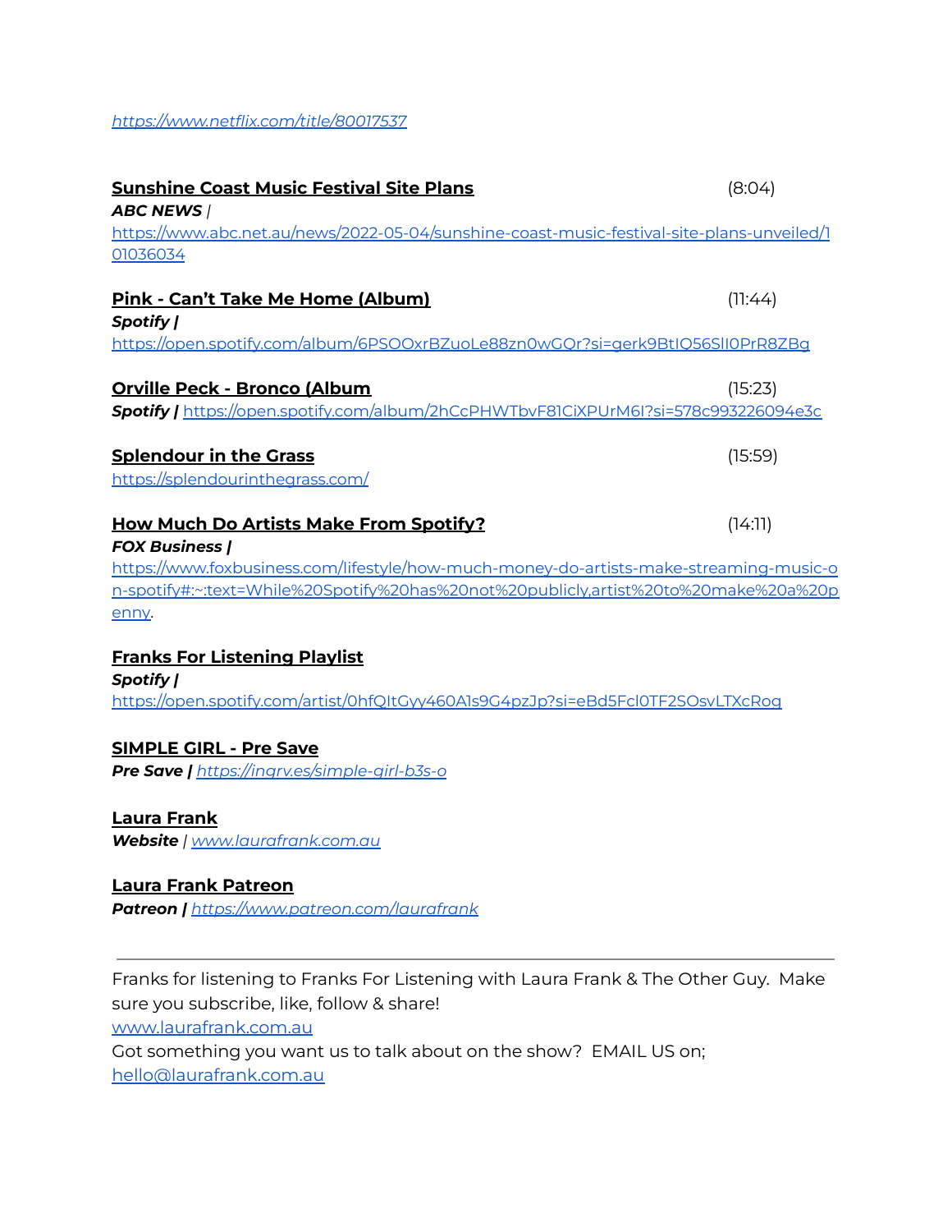*https://www.netflix.com/title/80017537*

**Sunshine Coast Music Festival Site Plans** (8:04)
***ABC NEWS*** |
https://www.abc.net.au/news/2022-05-04/sunshine-coast-music-festival-site-plans-unveiled/101036034

**Pink - Can't Take Me Home (Album)** (11:44)
***Spotify |***
https://open.spotify.com/album/6PSOOxrBZuoLe88zn0wGQr?si=gerk9BtIQ56SlI0PrR8ZBg

**Orville Peck - Bronco (Album** (15:23)
***Spotify |*** https://open.spotify.com/album/2hCcPHWTbvF81CiXPUrM6l?si=578c993226094e3c

**Splendour in the Grass** (15:59)
https://splendourinthegrass.com/

**How Much Do Artists Make From Spotify?** (14:11)
***FOX Business |***
https://www.foxbusiness.com/lifestyle/how-much-money-do-artists-make-streaming-music-on-spotify#:~:text=While%20Spotify%20has%20not%20publicly,artist%20to%20make%20a%20penny.

**Franks For Listening Playlist**
***Spotify |***
https://open.spotify.com/artist/0hfQItGyy460A1s9G4pzJp?si=eBd5Fcl0TF2SOsvLTXcRog

**SIMPLE GIRL - Pre Save**
***Pre Save |*** *https://ingrv.es/simple-girl-b3s-o*

**Laura Frank**
***Website*** | *www.laurafrank.com.au*

**Laura Frank Patreon**
***Patreon |*** *https://www.patreon.com/laurafrank*

---

Franks for listening to Franks For Listening with Laura Frank & The Other Guy. Make sure you subscribe, like, follow & share!
www.laurafrank.com.au
Got something you want us to talk about on the show? EMAIL US on;
hello@laurafrank.com.au